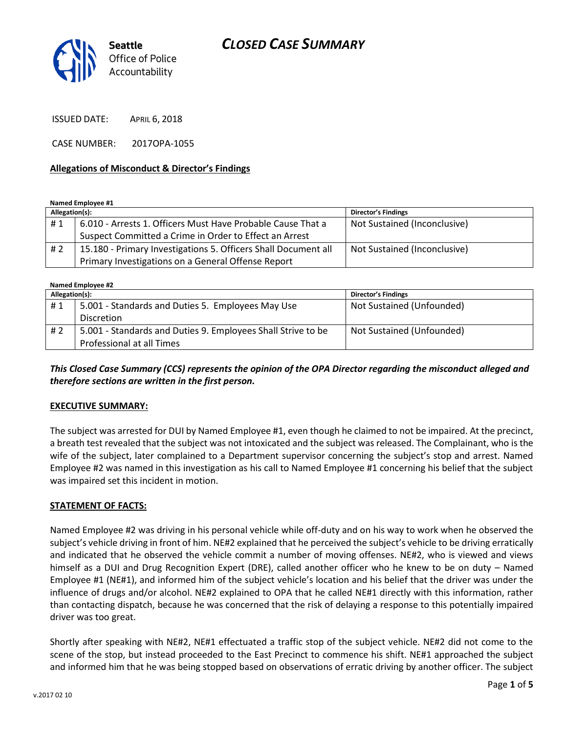Seattle Office of Police Accountability

# CLOSED CASE SUMMARY

ISSUED DATE: APRIL 6, 2018

CASE NUMBER: 2017OPA-1055

**Allegations of Misconduct & Director's Findings**

**Named Employee #1**

| Allegation(s): | | Director's Findings |
|---|---|---|
| # 1 | 6.010 - Arrests 1. Officers Must Have Probable Cause That a Suspect Committed a Crime in Order to Effect an Arrest | Not Sustained (Inconclusive) |
| # 2 | 15.180 - Primary Investigations 5. Officers Shall Document all Primary Investigations on a General Offense Report | Not Sustained (Inconclusive) |

**Named Employee #2**

| Allegation(s): | | Director's Findings |
|---|---|---|
| # 1 | 5.001 - Standards and Duties 5. Employees May Use Discretion | Not Sustained (Unfounded) |
| # 2 | 5.001 - Standards and Duties 9. Employees Shall Strive to be Professional at all Times | Not Sustained (Unfounded) |

***This Closed Case Summary (CCS) represents the opinion of the OPA Director regarding the misconduct alleged and therefore sections are written in the first person.***

**EXECUTIVE SUMMARY:**

The subject was arrested for DUI by Named Employee #1, even though he claimed to not be impaired. At the precinct, a breath test revealed that the subject was not intoxicated and the subject was released. The Complainant, who is the wife of the subject, later complained to a Department supervisor concerning the subject's stop and arrest. Named Employee #2 was named in this investigation as his call to Named Employee #1 concerning his belief that the subject was impaired set this incident in motion.

**STATEMENT OF FACTS:**

Named Employee #2 was driving in his personal vehicle while off-duty and on his way to work when he observed the subject's vehicle driving in front of him. NE#2 explained that he perceived the subject's vehicle to be driving erratically and indicated that he observed the vehicle commit a number of moving offenses. NE#2, who is viewed and views himself as a DUI and Drug Recognition Expert (DRE), called another officer who he knew to be on duty – Named Employee #1 (NE#1), and informed him of the subject vehicle's location and his belief that the driver was under the influence of drugs and/or alcohol. NE#2 explained to OPA that he called NE#1 directly with this information, rather than contacting dispatch, because he was concerned that the risk of delaying a response to this potentially impaired driver was too great.

Shortly after speaking with NE#2, NE#1 effectuated a traffic stop of the subject vehicle. NE#2 did not come to the scene of the stop, but instead proceeded to the East Precinct to commence his shift. NE#1 approached the subject and informed him that he was being stopped based on observations of erratic driving by another officer. The subject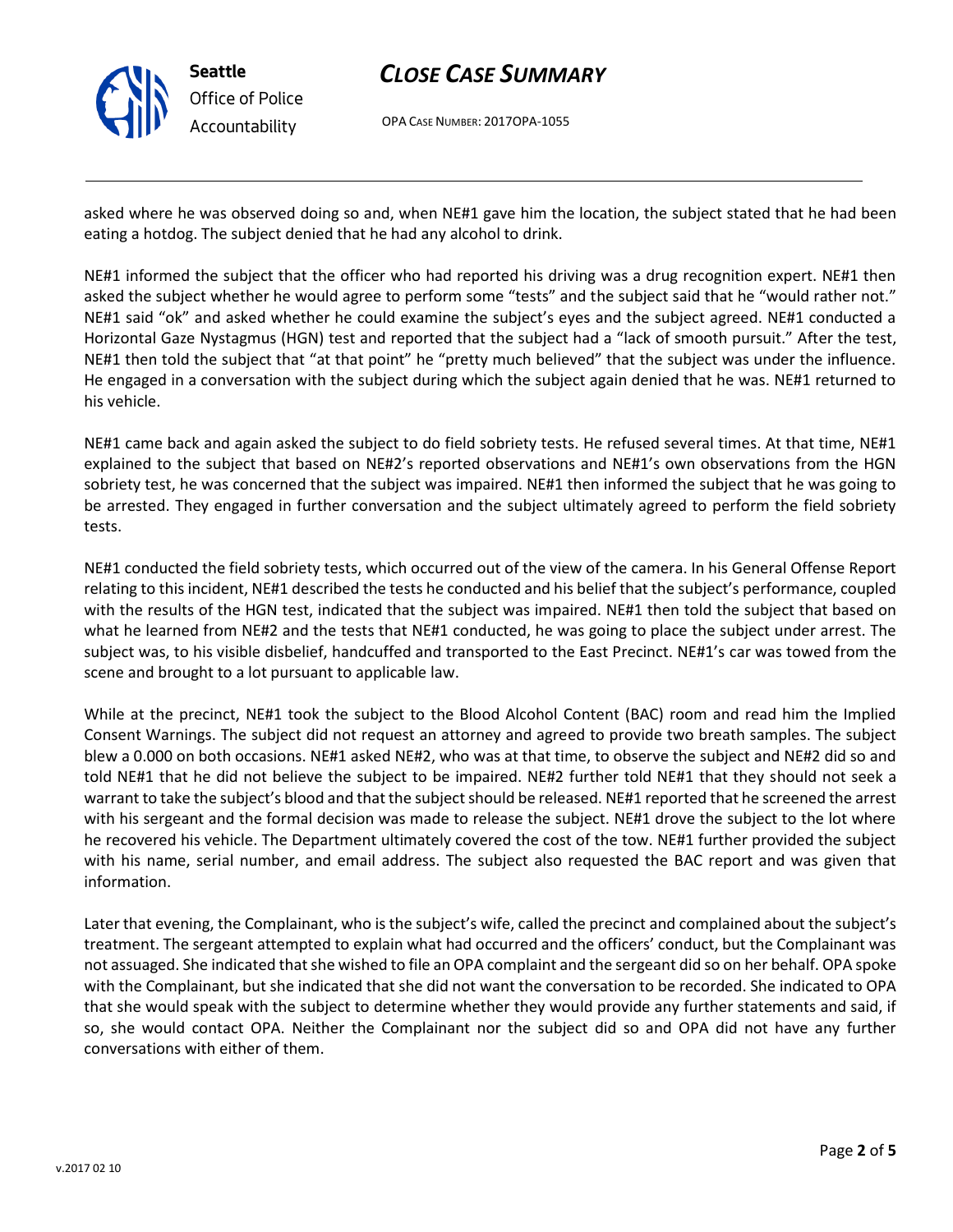asked where he was observed doing so and, when NE#1 gave him the location, the subject stated that he had been eating a hotdog. The subject denied that he had any alcohol to drink.

NE#1 informed the subject that the officer who had reported his driving was a drug recognition expert. NE#1 then asked the subject whether he would agree to perform some "tests" and the subject said that he "would rather not." NE#1 said "ok" and asked whether he could examine the subject's eyes and the subject agreed. NE#1 conducted a Horizontal Gaze Nystagmus (HGN) test and reported that the subject had a "lack of smooth pursuit." After the test, NE#1 then told the subject that "at that point" he "pretty much believed" that the subject was under the influence. He engaged in a conversation with the subject during which the subject again denied that he was. NE#1 returned to his vehicle.

NE#1 came back and again asked the subject to do field sobriety tests. He refused several times. At that time, NE#1 explained to the subject that based on NE#2's reported observations and NE#1's own observations from the HGN sobriety test, he was concerned that the subject was impaired. NE#1 then informed the subject that he was going to be arrested. They engaged in further conversation and the subject ultimately agreed to perform the field sobriety tests.

NE#1 conducted the field sobriety tests, which occurred out of the view of the camera. In his General Offense Report relating to this incident, NE#1 described the tests he conducted and his belief that the subject's performance, coupled with the results of the HGN test, indicated that the subject was impaired. NE#1 then told the subject that based on what he learned from NE#2 and the tests that NE#1 conducted, he was going to place the subject under arrest. The subject was, to his visible disbelief, handcuffed and transported to the East Precinct. NE#1's car was towed from the scene and brought to a lot pursuant to applicable law.

While at the precinct, NE#1 took the subject to the Blood Alcohol Content (BAC) room and read him the Implied Consent Warnings. The subject did not request an attorney and agreed to provide two breath samples. The subject blew a 0.000 on both occasions. NE#1 asked NE#2, who was at that time, to observe the subject and NE#2 did so and told NE#1 that he did not believe the subject to be impaired. NE#2 further told NE#1 that they should not seek a warrant to take the subject's blood and that the subject should be released. NE#1 reported that he screened the arrest with his sergeant and the formal decision was made to release the subject. NE#1 drove the subject to the lot where he recovered his vehicle. The Department ultimately covered the cost of the tow. NE#1 further provided the subject with his name, serial number, and email address. The subject also requested the BAC report and was given that information.

Later that evening, the Complainant, who is the subject's wife, called the precinct and complained about the subject's treatment. The sergeant attempted to explain what had occurred and the officers' conduct, but the Complainant was not assuaged. She indicated that she wished to file an OPA complaint and the sergeant did so on her behalf. OPA spoke with the Complainant, but she indicated that she did not want the conversation to be recorded. She indicated to OPA that she would speak with the subject to determine whether they would provide any further statements and said, if so, she would contact OPA. Neither the Complainant nor the subject did so and OPA did not have any further conversations with either of them.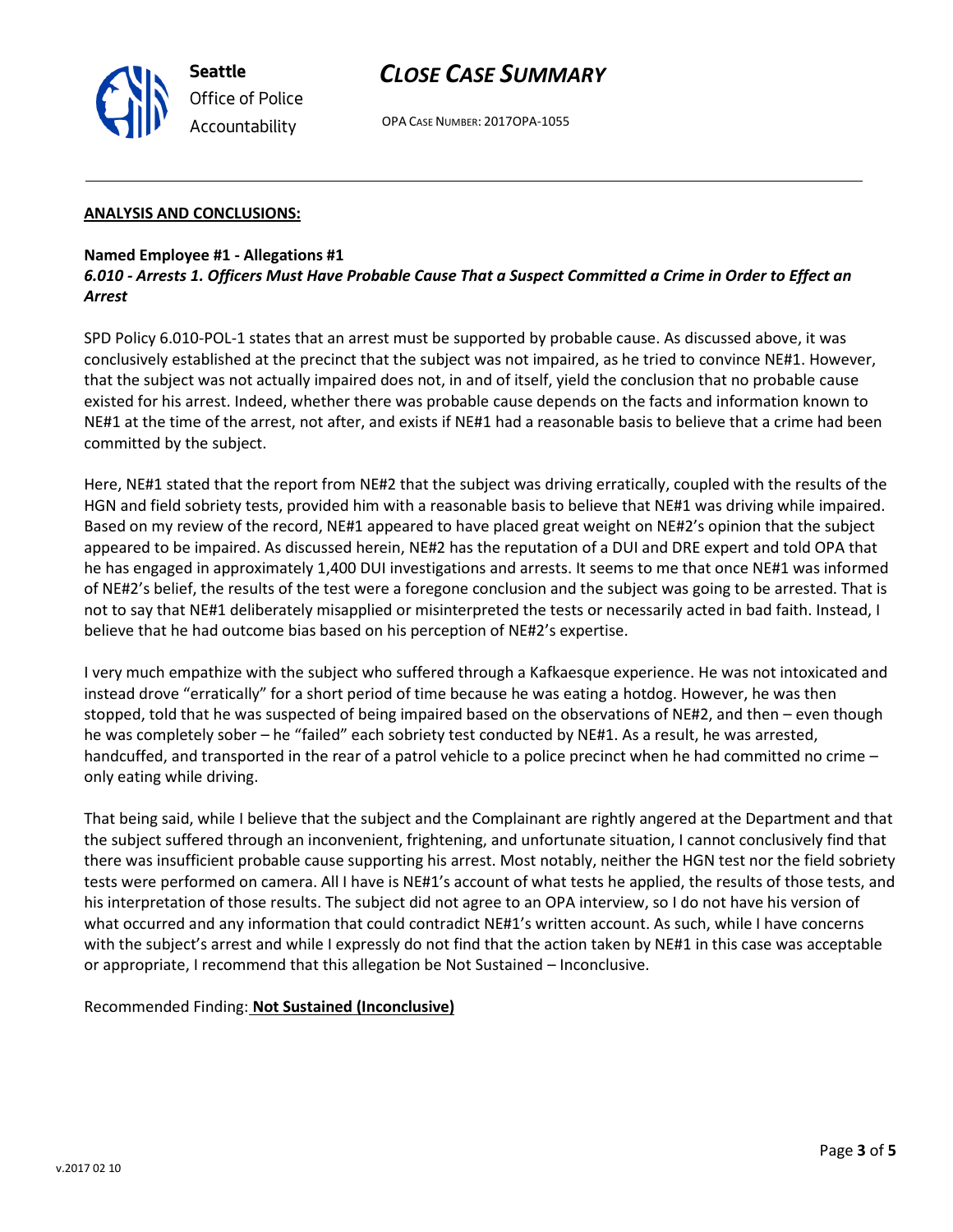## ANALYSIS AND CONCLUSIONS:

**Named Employee #1 - Allegations #1**
***6.010 - Arrests 1. Officers Must Have Probable Cause That a Suspect Committed a Crime in Order to Effect an Arrest***

SPD Policy 6.010-POL-1 states that an arrest must be supported by probable cause. As discussed above, it was conclusively established at the precinct that the subject was not impaired, as he tried to convince NE#1. However, that the subject was not actually impaired does not, in and of itself, yield the conclusion that no probable cause existed for his arrest. Indeed, whether there was probable cause depends on the facts and information known to NE#1 at the time of the arrest, not after, and exists if NE#1 had a reasonable basis to believe that a crime had been committed by the subject.

Here, NE#1 stated that the report from NE#2 that the subject was driving erratically, coupled with the results of the HGN and field sobriety tests, provided him with a reasonable basis to believe that NE#1 was driving while impaired. Based on my review of the record, NE#1 appeared to have placed great weight on NE#2's opinion that the subject appeared to be impaired. As discussed herein, NE#2 has the reputation of a DUI and DRE expert and told OPA that he has engaged in approximately 1,400 DUI investigations and arrests. It seems to me that once NE#1 was informed of NE#2's belief, the results of the test were a foregone conclusion and the subject was going to be arrested. That is not to say that NE#1 deliberately misapplied or misinterpreted the tests or necessarily acted in bad faith. Instead, I believe that he had outcome bias based on his perception of NE#2's expertise.

I very much empathize with the subject who suffered through a Kafkaesque experience. He was not intoxicated and instead drove "erratically" for a short period of time because he was eating a hotdog. However, he was then stopped, told that he was suspected of being impaired based on the observations of NE#2, and then – even though he was completely sober – he "failed" each sobriety test conducted by NE#1. As a result, he was arrested, handcuffed, and transported in the rear of a patrol vehicle to a police precinct when he had committed no crime – only eating while driving.

That being said, while I believe that the subject and the Complainant are rightly angered at the Department and that the subject suffered through an inconvenient, frightening, and unfortunate situation, I cannot conclusively find that there was insufficient probable cause supporting his arrest. Most notably, neither the HGN test nor the field sobriety tests were performed on camera. All I have is NE#1's account of what tests he applied, the results of those tests, and his interpretation of those results. The subject did not agree to an OPA interview, so I do not have his version of what occurred and any information that could contradict NE#1's written account. As such, while I have concerns with the subject's arrest and while I expressly do not find that the action taken by NE#1 in this case was acceptable or appropriate, I recommend that this allegation be Not Sustained – Inconclusive.

Recommended Finding: **Not Sustained (Inconclusive)**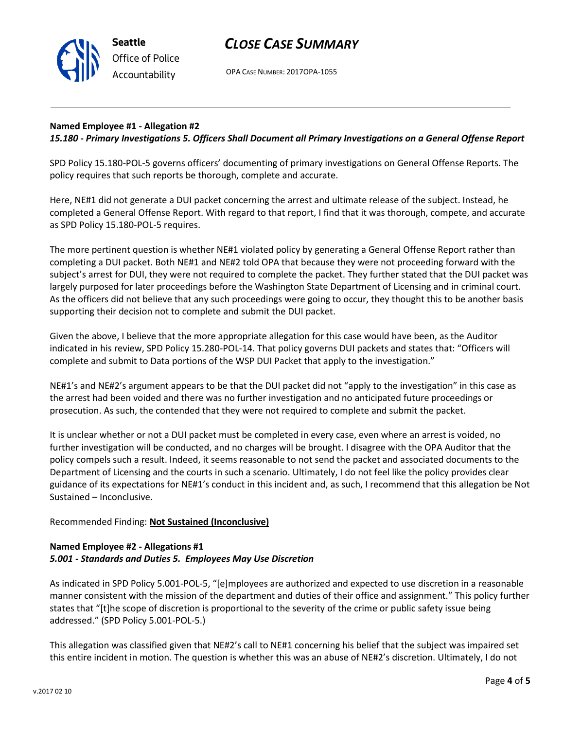**Named Employee #1 - Allegation #2**
***15.180 - Primary Investigations 5. Officers Shall Document all Primary Investigations on a General Offense Report***

SPD Policy 15.180-POL-5 governs officers' documenting of primary investigations on General Offense Reports. The policy requires that such reports be thorough, complete and accurate.

Here, NE#1 did not generate a DUI packet concerning the arrest and ultimate release of the subject. Instead, he completed a General Offense Report. With regard to that report, I find that it was thorough, compete, and accurate as SPD Policy 15.180-POL-5 requires.

The more pertinent question is whether NE#1 violated policy by generating a General Offense Report rather than completing a DUI packet. Both NE#1 and NE#2 told OPA that because they were not proceeding forward with the subject's arrest for DUI, they were not required to complete the packet. They further stated that the DUI packet was largely purposed for later proceedings before the Washington State Department of Licensing and in criminal court. As the officers did not believe that any such proceedings were going to occur, they thought this to be another basis supporting their decision not to complete and submit the DUI packet.

Given the above, I believe that the more appropriate allegation for this case would have been, as the Auditor indicated in his review, SPD Policy 15.280-POL-14. That policy governs DUI packets and states that: "Officers will complete and submit to Data portions of the WSP DUI Packet that apply to the investigation."

NE#1's and NE#2's argument appears to be that the DUI packet did not "apply to the investigation" in this case as the arrest had been voided and there was no further investigation and no anticipated future proceedings or prosecution. As such, the contended that they were not required to complete and submit the packet.

It is unclear whether or not a DUI packet must be completed in every case, even where an arrest is voided, no further investigation will be conducted, and no charges will be brought. I disagree with the OPA Auditor that the policy compels such a result. Indeed, it seems reasonable to not send the packet and associated documents to the Department of Licensing and the courts in such a scenario. Ultimately, I do not feel like the policy provides clear guidance of its expectations for NE#1's conduct in this incident and, as such, I recommend that this allegation be Not Sustained – Inconclusive.

Recommended Finding: **Not Sustained (Inconclusive)**

**Named Employee #2 - Allegations #1**
***5.001 - Standards and Duties 5. Employees May Use Discretion***

As indicated in SPD Policy 5.001-POL-5, "[e]mployees are authorized and expected to use discretion in a reasonable manner consistent with the mission of the department and duties of their office and assignment." This policy further states that "[t]he scope of discretion is proportional to the severity of the crime or public safety issue being addressed." (SPD Policy 5.001-POL-5.)

This allegation was classified given that NE#2's call to NE#1 concerning his belief that the subject was impaired set this entire incident in motion. The question is whether this was an abuse of NE#2's discretion. Ultimately, I do not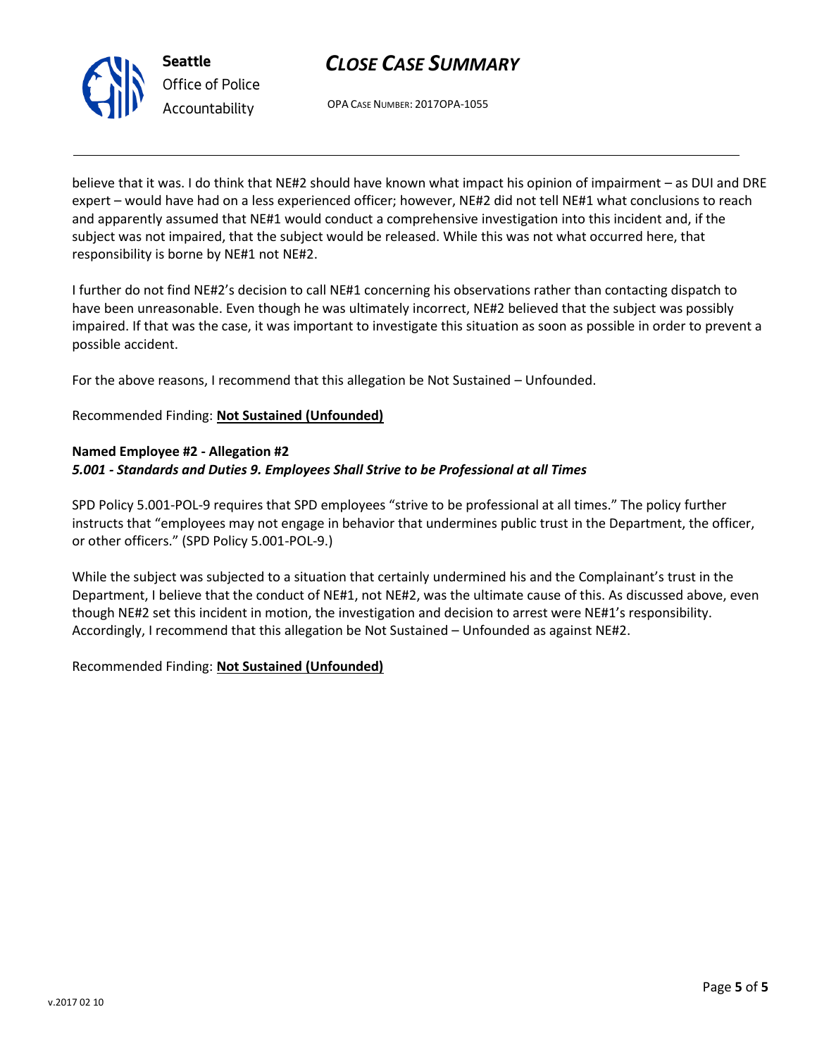believe that it was. I do think that NE#2 should have known what impact his opinion of impairment – as DUI and DRE expert – would have had on a less experienced officer; however, NE#2 did not tell NE#1 what conclusions to reach and apparently assumed that NE#1 would conduct a comprehensive investigation into this incident and, if the subject was not impaired, that the subject would be released. While this was not what occurred here, that responsibility is borne by NE#1 not NE#2.

I further do not find NE#2's decision to call NE#1 concerning his observations rather than contacting dispatch to have been unreasonable. Even though he was ultimately incorrect, NE#2 believed that the subject was possibly impaired. If that was the case, it was important to investigate this situation as soon as possible in order to prevent a possible accident.

For the above reasons, I recommend that this allegation be Not Sustained – Unfounded.

Recommended Finding: **Not Sustained (Unfounded)**

**Named Employee #2 - Allegation #2**
***5.001 - Standards and Duties 9. Employees Shall Strive to be Professional at all Times***

SPD Policy 5.001-POL-9 requires that SPD employees "strive to be professional at all times." The policy further instructs that "employees may not engage in behavior that undermines public trust in the Department, the officer, or other officers." (SPD Policy 5.001-POL-9.)

While the subject was subjected to a situation that certainly undermined his and the Complainant's trust in the Department, I believe that the conduct of NE#1, not NE#2, was the ultimate cause of this. As discussed above, even though NE#2 set this incident in motion, the investigation and decision to arrest were NE#1's responsibility. Accordingly, I recommend that this allegation be Not Sustained – Unfounded as against NE#2.

Recommended Finding: **Not Sustained (Unfounded)**